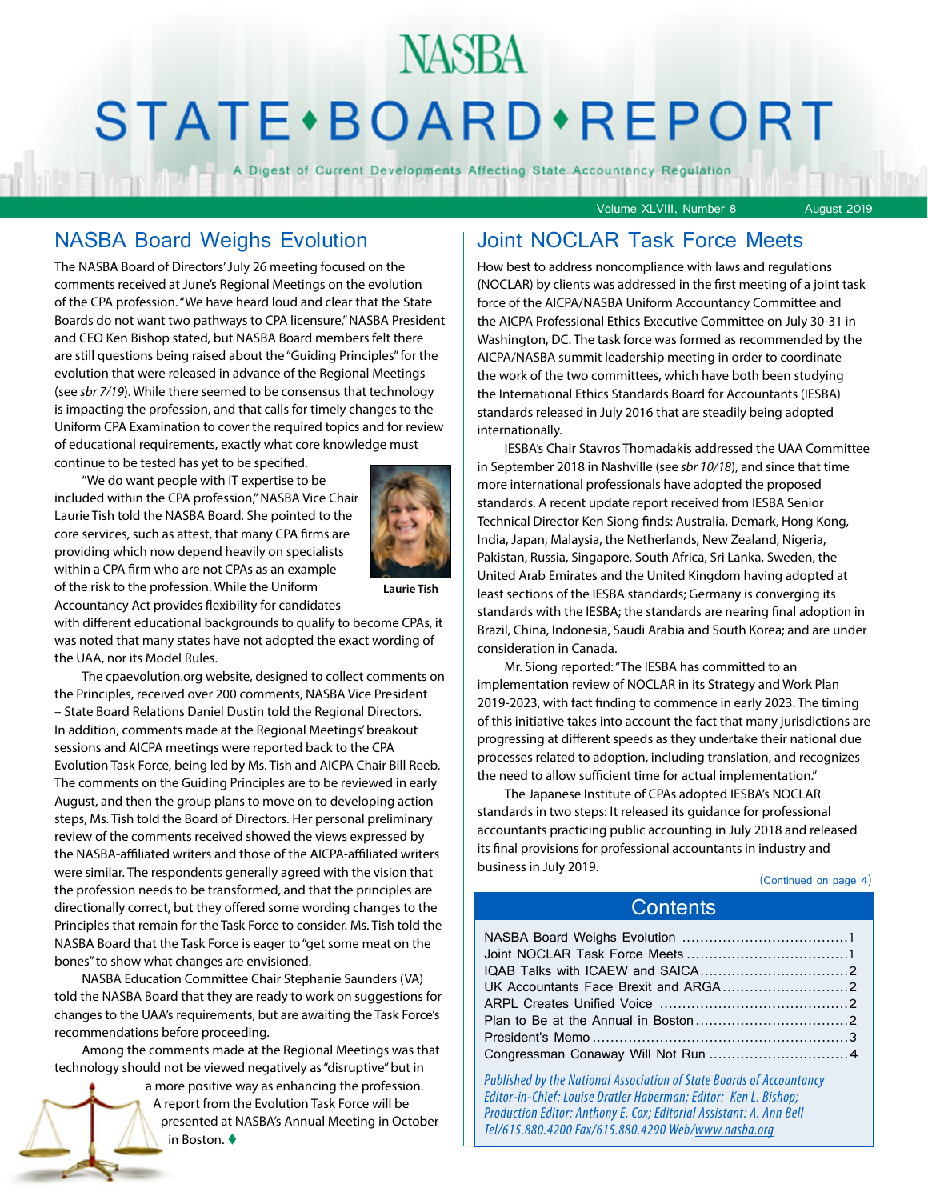# NASBA STATE • BOARD • REPORT

A Digest of Current Developments Affecting State Accountancy Regulation

Volume XLVIII, Number 8 — August 2019

## NASBA Board Weighs Evolution

The NASBA Board of Directors' July 26 meeting focused on the comments received at June's Regional Meetings on the evolution of the CPA profession. "We have heard loud and clear that the State Boards do not want two pathways to CPA licensure," NASBA President and CEO Ken Bishop stated, but NASBA Board members felt there are still questions being raised about the "Guiding Principles" for the evolution that were released in advance of the Regional Meetings (see *sbr 7/19*). While there seemed to be consensus that technology is impacting the profession, and that calls for timely changes to the Uniform CPA Examination to cover the required topics and for review of educational requirements, exactly what core knowledge must continue to be tested has yet to be specified.

"We do want people with IT expertise to be included within the CPA profession," NASBA Vice Chair Laurie Tish told the NASBA Board. She pointed to the core services, such as attest, that many CPA firms are providing which now depend heavily on specialists within a CPA firm who are not CPAs as an example of the risk to the profession. While the Uniform Accountancy Act provides flexibility for candidates with different educational backgrounds to qualify to become CPAs, it was noted that many states have not adopted the exact wording of the UAA, nor its Model Rules.

Laurie Tish

The cpaevolution.org website, designed to collect comments on the Principles, received over 200 comments, NASBA Vice President – State Board Relations Daniel Dustin told the Regional Directors. In addition, comments made at the Regional Meetings' breakout sessions and AICPA meetings were reported back to the CPA Evolution Task Force, being led by Ms. Tish and AICPA Chair Bill Reeb. The comments on the Guiding Principles are to be reviewed in early August, and then the group plans to move on to developing action steps, Ms. Tish told the Board of Directors. Her personal preliminary review of the comments received showed the views expressed by the NASBA-affiliated writers and those of the AICPA-affiliated writers were similar. The respondents generally agreed with the vision that the profession needs to be transformed, and that the principles are directionally correct, but they offered some wording changes to the Principles that remain for the Task Force to consider. Ms. Tish told the NASBA Board that the Task Force is eager to "get some meat on the bones" to show what changes are envisioned.

NASBA Education Committee Chair Stephanie Saunders (VA) told the NASBA Board that they are ready to work on suggestions for changes to the UAA's requirements, but are awaiting the Task Force's recommendations before proceeding.

Among the comments made at the Regional Meetings was that technology should not be viewed negatively as "disruptive" but in a more positive way as enhancing the profession. A report from the Evolution Task Force will be presented at NASBA's Annual Meeting in October in Boston. ♦

## Joint NOCLAR Task Force Meets

How best to address noncompliance with laws and regulations (NOCLAR) by clients was addressed in the first meeting of a joint task force of the AICPA/NASBA Uniform Accountancy Committee and the AICPA Professional Ethics Executive Committee on July 30-31 in Washington, DC. The task force was formed as recommended by the AICPA/NASBA summit leadership meeting in order to coordinate the work of the two committees, which have both been studying the International Ethics Standards Board for Accountants (IESBA) standards released in July 2016 that are steadily being adopted internationally.

IESBA's Chair Stavros Thomadakis addressed the UAA Committee in September 2018 in Nashville (see *sbr 10/18*), and since that time more international professionals have adopted the proposed standards. A recent update report received from IESBA Senior Technical Director Ken Siong finds: Australia, Demark, Hong Kong, India, Japan, Malaysia, the Netherlands, New Zealand, Nigeria, Pakistan, Russia, Singapore, South Africa, Sri Lanka, Sweden, the United Arab Emirates and the United Kingdom having adopted at least sections of the IESBA standards; Germany is converging its standards with the IESBA; the standards are nearing final adoption in Brazil, China, Indonesia, Saudi Arabia and South Korea; and are under consideration in Canada.

Mr. Siong reported: "The IESBA has committed to an implementation review of NOCLAR in its Strategy and Work Plan 2019-2023, with fact finding to commence in early 2023. The timing of this initiative takes into account the fact that many jurisdictions are progressing at different speeds as they undertake their national due processes related to adoption, including translation, and recognizes the need to allow sufficient time for actual implementation."

The Japanese Institute of CPAs adopted IESBA's NOCLAR standards in two steps: It released its guidance for professional accountants practicing public accounting in July 2018 and released its final provisions for professional accountants in industry and business in July 2019.

(Continued on page 4)

### Contents

| | |
|---|---|
| NASBA Board Weighs Evolution | 1 |
| Joint NOCLAR Task Force Meets | 1 |
| IQAB Talks with ICAEW and SAICA | 2 |
| UK Accountants Face Brexit and ARGA | 2 |
| ARPL Creates Unified Voice | 2 |
| Plan to Be at the Annual in Boston | 2 |
| President's Memo | 3 |
| Congressman Conaway Will Not Run | 4 |

*Published by the National Association of State Boards of Accountancy*
*Editor-in-Chief: Louise Dratler Haberman; Editor: Ken L. Bishop;*
*Production Editor: Anthony E. Cox; Editorial Assistant: A. Ann Bell*
*Tel/615.880.4200 Fax/615.880.4290 Web/www.nasba.org*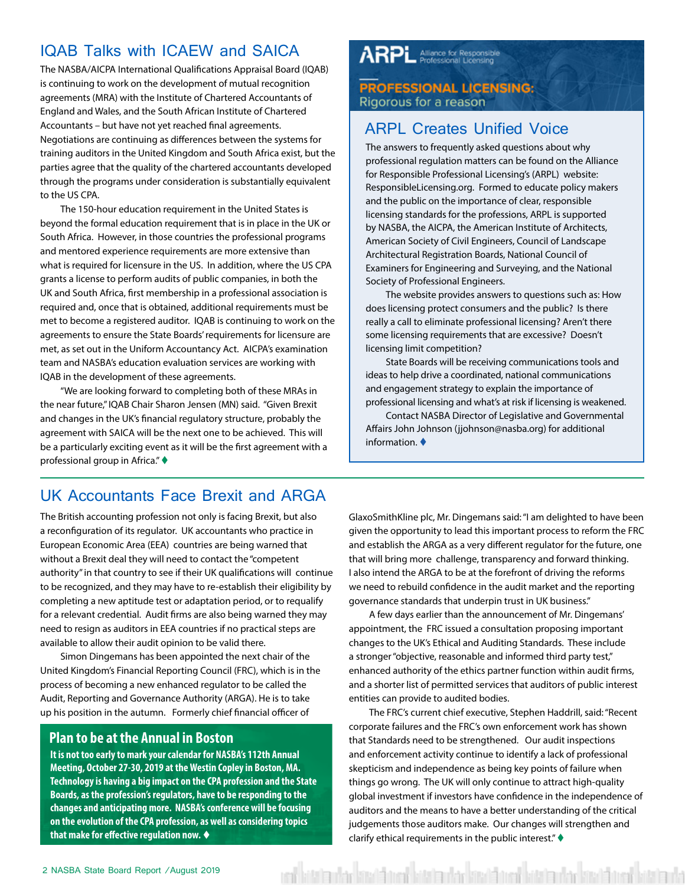## IQAB Talks with ICAEW and SAICA

The NASBA/AICPA International Qualifications Appraisal Board (IQAB) is continuing to work on the development of mutual recognition agreements (MRA) with the Institute of Chartered Accountants of England and Wales, and the South African Institute of Chartered Accountants – but have not yet reached final agreements. Negotiations are continuing as differences between the systems for training auditors in the United Kingdom and South Africa exist, but the parties agree that the quality of the chartered accountants developed through the programs under consideration is substantially equivalent to the US CPA.

The 150-hour education requirement in the United States is beyond the formal education requirement that is in place in the UK or South Africa. However, in those countries the professional programs and mentored experience requirements are more extensive than what is required for licensure in the US. In addition, where the US CPA grants a license to perform audits of public companies, in both the UK and South Africa, first membership in a professional association is required and, once that is obtained, additional requirements must be met to become a registered auditor. IQAB is continuing to work on the agreements to ensure the State Boards' requirements for licensure are met, as set out in the Uniform Accountancy Act. AICPA's examination team and NASBA's education evaluation services are working with IQAB in the development of these agreements.

"We are looking forward to completing both of these MRAs in the near future," IQAB Chair Sharon Jensen (MN) said. "Given Brexit and changes in the UK's financial regulatory structure, probably the agreement with SAICA will be the next one to be achieved. This will be a particularly exciting event as it will be the first agreement with a professional group in Africa." ♦

ARPL Alliance for Responsible Professional Licensing

PROFESSIONAL LICENSING: Rigorous for a reason

## ARPL Creates Unified Voice

The answers to frequently asked questions about why professional regulation matters can be found on the Alliance for Responsible Professional Licensing's (ARPL) website: ResponsibleLicensing.org. Formed to educate policy makers and the public on the importance of clear, responsible licensing standards for the professions, ARPL is supported by NASBA, the AICPA, the American Institute of Architects, American Society of Civil Engineers, Council of Landscape Architectural Registration Boards, National Council of Examiners for Engineering and Surveying, and the National Society of Professional Engineers.

The website provides answers to questions such as: How does licensing protect consumers and the public? Is there really a call to eliminate professional licensing? Aren't there some licensing requirements that are excessive? Doesn't licensing limit competition?

State Boards will be receiving communications tools and ideas to help drive a coordinated, national communications and engagement strategy to explain the importance of professional licensing and what's at risk if licensing is weakened.

Contact NASBA Director of Legislative and Governmental Affairs John Johnson (jjohnson@nasba.org) for additional information. ♦

## UK Accountants Face Brexit and ARGA

The British accounting profession not only is facing Brexit, but also a reconfiguration of its regulator. UK accountants who practice in European Economic Area (EEA) countries are being warned that without a Brexit deal they will need to contact the "competent authority" in that country to see if their UK qualifications will continue to be recognized, and they may have to re-establish their eligibility by completing a new aptitude test or adaptation period, or to requalify for a relevant credential. Audit firms are also being warned they may need to resign as auditors in EEA countries if no practical steps are available to allow their audit opinion to be valid there.

Simon Dingemans has been appointed the next chair of the United Kingdom's Financial Reporting Council (FRC), which is in the process of becoming a new enhanced regulator to be called the Audit, Reporting and Governance Authority (ARGA). He is to take up his position in the autumn. Formerly chief financial officer of GlaxoSmithKline plc, Mr. Dingemans said: "I am delighted to have been given the opportunity to lead this important process to reform the FRC and establish the ARGA as a very different regulator for the future, one that will bring more challenge, transparency and forward thinking. I also intend the ARGA to be at the forefront of driving the reforms we need to rebuild confidence in the audit market and the reporting governance standards that underpin trust in UK business."

A few days earlier than the announcement of Mr. Dingemans' appointment, the FRC issued a consultation proposing important changes to the UK's Ethical and Auditing Standards. These include a stronger "objective, reasonable and informed third party test," enhanced authority of the ethics partner function within audit firms, and a shorter list of permitted services that auditors of public interest entities can provide to audited bodies.

The FRC's current chief executive, Stephen Haddrill, said: "Recent corporate failures and the FRC's own enforcement work has shown that Standards need to be strengthened. Our audit inspections and enforcement activity continue to identify a lack of professional skepticism and independence as being key points of failure when things go wrong. The UK will only continue to attract high-quality global investment if investors have confidence in the independence of auditors and the means to have a better understanding of the critical judgements those auditors make. Our changes will strengthen and clarify ethical requirements in the public interest." ♦

## Plan to be at the Annual in Boston

**It is not too early to mark your calendar for NASBA's 112th Annual Meeting, October 27-30, 2019 at the Westin Copley in Boston, MA. Technology is having a big impact on the CPA profession and the State Boards, as the profession's regulators, have to be responding to the changes and anticipating more. NASBA's conference will be focusing on the evolution of the CPA profession, as well as considering topics that make for effective regulation now.** ♦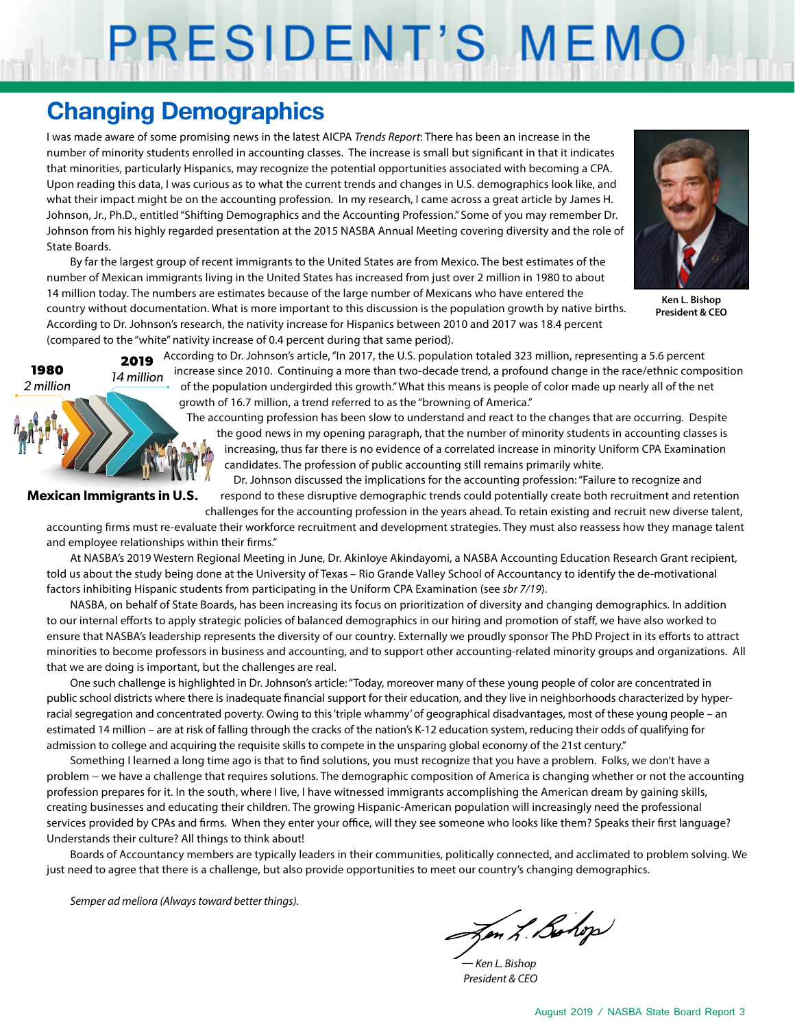# PRESIDENT'S MEMO

## Changing Demographics

I was made aware of some promising news in the latest AICPA *Trends Report*: There has been an increase in the number of minority students enrolled in accounting classes. The increase is small but significant in that it indicates that minorities, particularly Hispanics, may recognize the potential opportunities associated with becoming a CPA. Upon reading this data, I was curious as to what the current trends and changes in U.S. demographics look like, and what their impact might be on the accounting profession. In my research, I came across a great article by James H. Johnson, Jr., Ph.D., entitled "Shifting Demographics and the Accounting Profession." Some of you may remember Dr. Johnson from his highly regarded presentation at the 2015 NASBA Annual Meeting covering diversity and the role of State Boards.

**Ken L. Bishop**
**President & CEO**

By far the largest group of recent immigrants to the United States are from Mexico. The best estimates of the number of Mexican immigrants living in the United States has increased from just over 2 million in 1980 to about 14 million today. The numbers are estimates because of the large number of Mexicans who have entered the country without documentation. What is more important to this discussion is the population growth by native births. According to Dr. Johnson's research, the nativity increase for Hispanics between 2010 and 2017 was 18.4 percent (compared to the "white" nativity increase of 0.4 percent during that same period).

**1980**
*2 million*
**2019**
*14 million*
**Mexican Immigrants in U.S.**

According to Dr. Johnson's article, "In 2017, the U.S. population totaled 323 million, representing a 5.6 percent increase since 2010. Continuing a more than two-decade trend, a profound change in the race/ethnic composition of the population undergirded this growth." What this means is people of color made up nearly all of the net growth of 16.7 million, a trend referred to as the "browning of America."

The accounting profession has been slow to understand and react to the changes that are occurring. Despite the good news in my opening paragraph, that the number of minority students in accounting classes is increasing, thus far there is no evidence of a correlated increase in minority Uniform CPA Examination candidates. The profession of public accounting still remains primarily white.

Dr. Johnson discussed the implications for the accounting profession: "Failure to recognize and respond to these disruptive demographic trends could potentially create both recruitment and retention challenges for the accounting profession in the years ahead. To retain existing and recruit new diverse talent, accounting firms must re-evaluate their workforce recruitment and development strategies. They must also reassess how they manage talent and employee relationships within their firms."

At NASBA's 2019 Western Regional Meeting in June, Dr. Akinloye Akindayomi, a NASBA Accounting Education Research Grant recipient, told us about the study being done at the University of Texas – Rio Grande Valley School of Accountancy to identify the de-motivational factors inhibiting Hispanic students from participating in the Uniform CPA Examination (see *sbr 7/19*).

NASBA, on behalf of State Boards, has been increasing its focus on prioritization of diversity and changing demographics. In addition to our internal efforts to apply strategic policies of balanced demographics in our hiring and promotion of staff, we have also worked to ensure that NASBA's leadership represents the diversity of our country. Externally we proudly sponsor The PhD Project in its efforts to attract minorities to become professors in business and accounting, and to support other accounting-related minority groups and organizations. All that we are doing is important, but the challenges are real.

One such challenge is highlighted in Dr. Johnson's article: "Today, moreover many of these young people of color are concentrated in public school districts where there is inadequate financial support for their education, and they live in neighborhoods characterized by hyper-racial segregation and concentrated poverty. Owing to this 'triple whammy' of geographical disadvantages, most of these young people – an estimated 14 million – are at risk of falling through the cracks of the nation's K-12 education system, reducing their odds of qualifying for admission to college and acquiring the requisite skills to compete in the unsparing global economy of the 21st century."

Something I learned a long time ago is that to find solutions, you must recognize that you have a problem. Folks, we don't have a problem – we have a challenge that requires solutions. The demographic composition of America is changing whether or not the accounting profession prepares for it. In the south, where I live, I have witnessed immigrants accomplishing the American dream by gaining skills, creating businesses and educating their children. The growing Hispanic-American population will increasingly need the professional services provided by CPAs and firms. When they enter your office, will they see someone who looks like them? Speaks their first language? Understands their culture? All things to think about!

Boards of Accountancy members are typically leaders in their communities, politically connected, and acclimated to problem solving. We just need to agree that there is a challenge, but also provide opportunities to meet our country's changing demographics.

*Semper ad meliora (Always toward better things).*

*— Ken L. Bishop*
*President & CEO*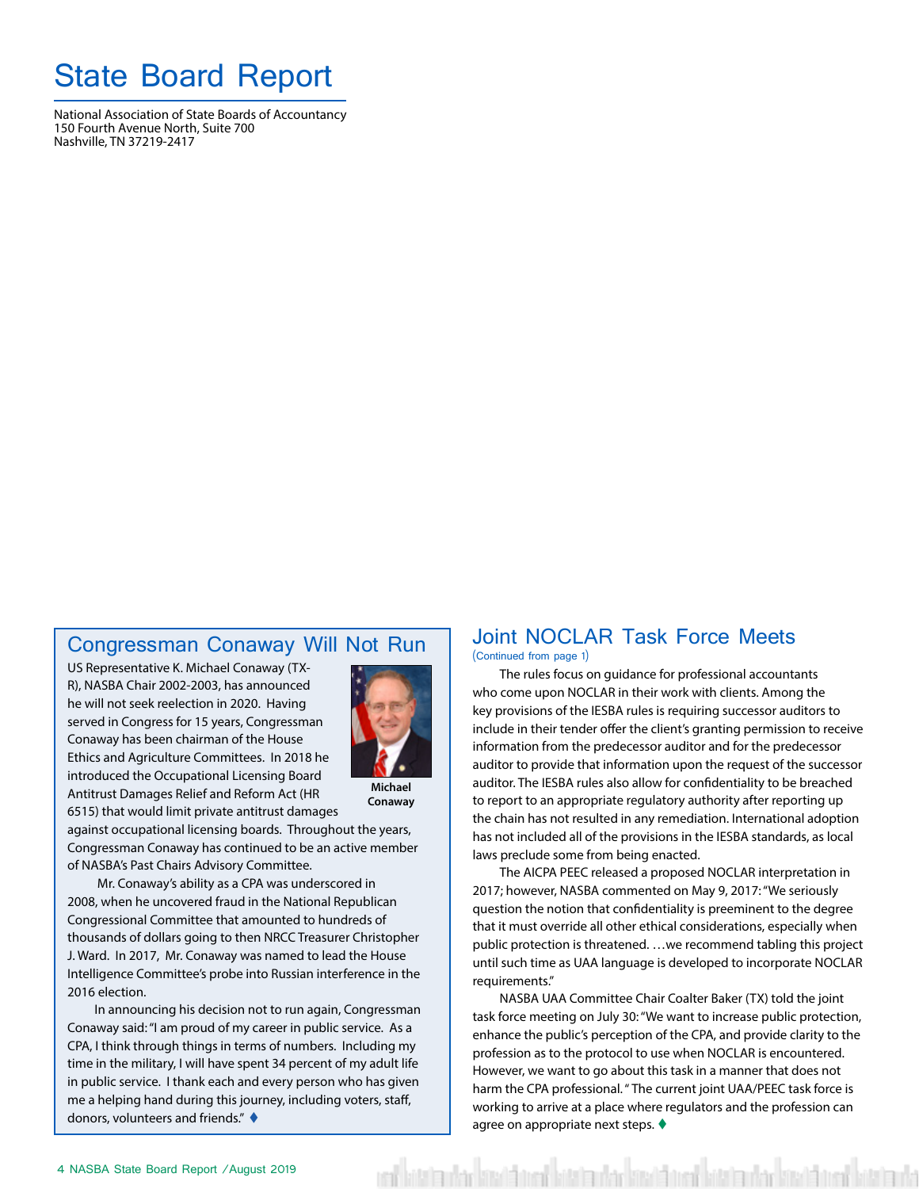# State Board Report

National Association of State Boards of Accountancy
150 Fourth Avenue North, Suite 700
Nashville, TN 37219-2417

## Congressman Conaway Will Not Run

US Representative K. Michael Conaway (TX-R), NASBA Chair 2002-2003, has announced he will not seek reelection in 2020. Having served in Congress for 15 years, Congressman Conaway has been chairman of the House Ethics and Agriculture Committees. In 2018 he introduced the Occupational Licensing Board Antitrust Damages Relief and Reform Act (HR 6515) that would limit private antitrust damages against occupational licensing boards. Throughout the years, Congressman Conaway has continued to be an active member of NASBA's Past Chairs Advisory Committee.

**Michael Conaway**

Mr. Conaway's ability as a CPA was underscored in 2008, when he uncovered fraud in the National Republican Congressional Committee that amounted to hundreds of thousands of dollars going to then NRCC Treasurer Christopher J. Ward. In 2017, Mr. Conaway was named to lead the House Intelligence Committee's probe into Russian interference in the 2016 election.

In announcing his decision not to run again, Congressman Conaway said: "I am proud of my career in public service. As a CPA, I think through things in terms of numbers. Including my time in the military, I will have spent 34 percent of my adult life in public service. I thank each and every person who has given me a helping hand during this journey, including voters, staff, donors, volunteers and friends." ♦

## Joint NOCLAR Task Force Meets

(Continued from page 1)

The rules focus on guidance for professional accountants who come upon NOCLAR in their work with clients. Among the key provisions of the IESBA rules is requiring successor auditors to include in their tender offer the client's granting permission to receive information from the predecessor auditor and for the predecessor auditor to provide that information upon the request of the successor auditor. The IESBA rules also allow for confidentiality to be breached to report to an appropriate regulatory authority after reporting up the chain has not resulted in any remediation. International adoption has not included all of the provisions in the IESBA standards, as local laws preclude some from being enacted.

The AICPA PEEC released a proposed NOCLAR interpretation in 2017; however, NASBA commented on May 9, 2017: "We seriously question the notion that confidentiality is preeminent to the degree that it must override all other ethical considerations, especially when public protection is threatened. …we recommend tabling this project until such time as UAA language is developed to incorporate NOCLAR requirements."

NASBA UAA Committee Chair Coalter Baker (TX) told the joint task force meeting on July 30: "We want to increase public protection, enhance the public's perception of the CPA, and provide clarity to the profession as to the protocol to use when NOCLAR is encountered. However, we want to go about this task in a manner that does not harm the CPA professional." The current joint UAA/PEEC task force is working to arrive at a place where regulators and the profession can agree on appropriate next steps. ♦